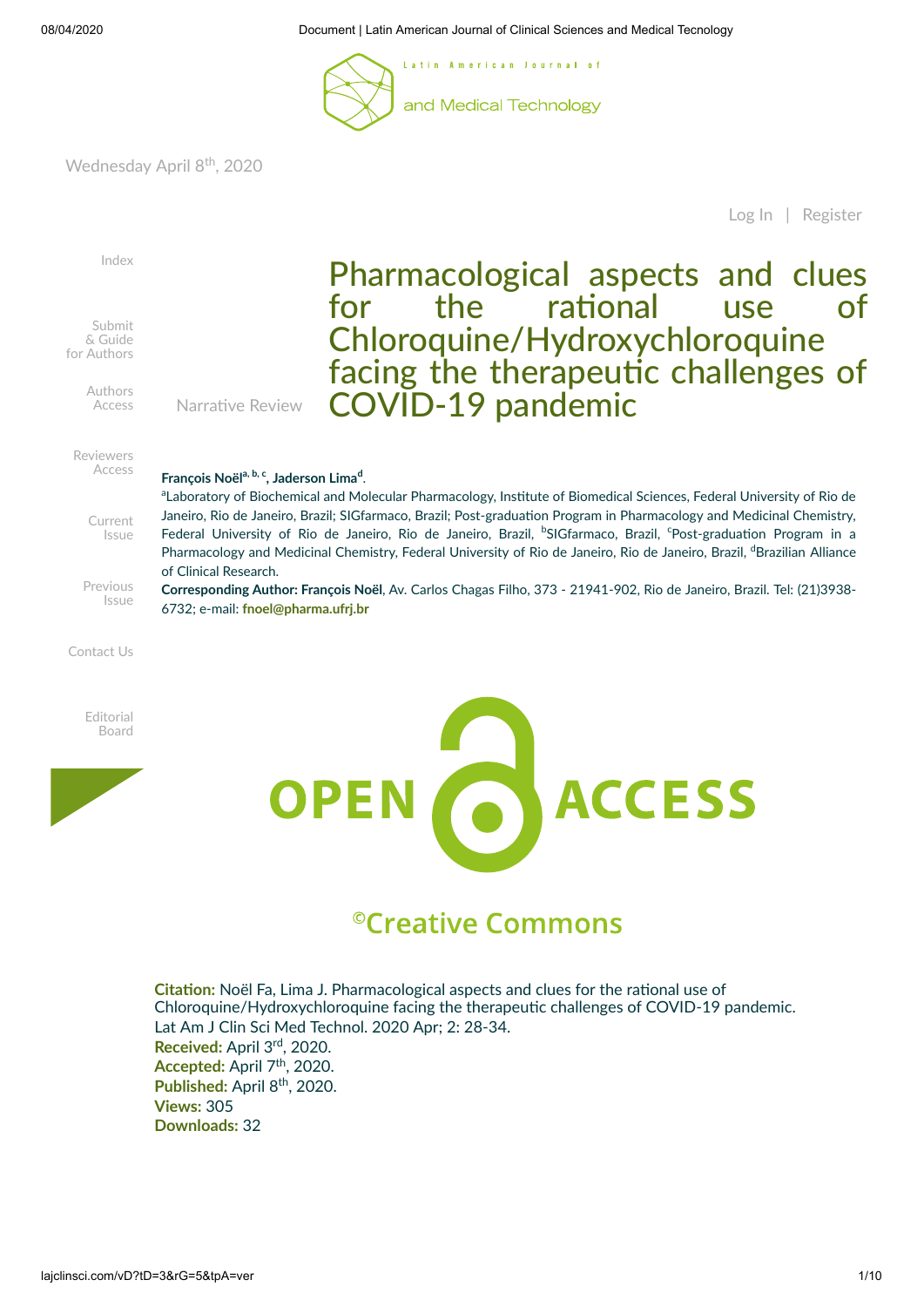Wednesday April 8th, 2020

Log In | Register

Index

Submit & Guide for Authors

Authors Access

Reviewers Access

Current Issue

Previous Issue

Contact Us

Editorial Board

Narrative Review

# Pharmacological aspects and clues for the rational use of Chloroquine/Hydroxychloroquine facing the therapeutic challenges of COVID-19 pandemic

**François Noël[a, b, c], Jaderson Lima[d].**

[a]Laboratory of Biochemical and Molecular Pharmacology, Institute of Biomedical Sciences, Federal University of Rio de Janeiro, Rio de Janeiro, Brazil; SIGfarmaco, Brazil; Post-graduation Program in Pharmacology and Medicinal Chemistry, Federal University of Rio de Janeiro, Rio de Janeiro, Brazil, [b]SIGfarmaco, Brazil, [c]Post-graduation Program in a Pharmacology and Medicinal Chemistry, Federal University of Rio de Janeiro, Rio de Janeiro, Brazil, [d]Brazilian Alliance of Clinical Research.

**Corresponding Author: François Noël**, Av. Carlos Chagas Filho, 373 - 21941-902, Rio de Janeiro, Brazil. Tel: (21)3938-6732; e-mail: **fnoel@pharma.ufrj.br**

OPEN ACCESS

©Creative Commons

**Citation:** Noël Fa, Lima J. Pharmacological aspects and clues for the rational use of Chloroquine/Hydroxychloroquine facing the therapeutic challenges of COVID-19 pandemic. Lat Am J Clin Sci Med Technol. 2020 Apr; 2: 28-34.
**Received:** April 3rd, 2020.
**Accepted:** April 7th, 2020.
**Published:** April 8th, 2020.
**Views:** 305
**Downloads:** 32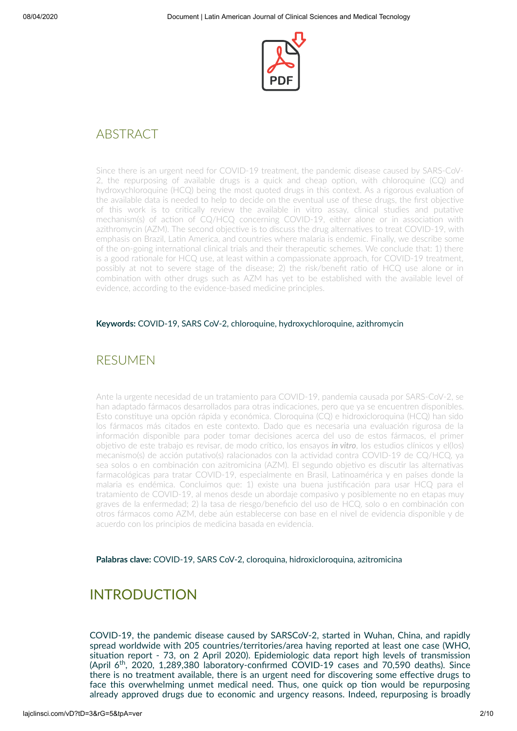## ABSTRACT

Since there is an urgent need for COVID-19 treatment, the pandemic disease caused by SARS-CoV-2, the repurposing of available drugs is a quick and cheap option, with chloroquine (CQ) and hydroxychloroquine (HCQ) being the most quoted drugs in this context. As a rigorous evaluation of the available data is needed to help to decide on the eventual use of these drugs, the first objective of this work is to critically review the available in vitro assay, clinical studies and putative mechanism(s) of action of CQ/HCQ concerning COVID-19, either alone or in association with azithromycin (AZM). The second objective is to discuss the drug alternatives to treat COVID-19, with emphasis on Brazil, Latin America, and countries where malaria is endemic. Finally, we describe some of the on-going international clinical trials and their therapeutic schemes. We conclude that: 1) there is a good rationale for HCQ use, at least within a compassionate approach, for COVID-19 treatment, possibly at not to severe stage of the disease; 2) the risk/benefit ratio of HCQ use alone or in combination with other drugs such as AZM has yet to be established with the available level of evidence, according to the evidence-based medicine principles.

**Keywords:** COVID-19, SARS CoV-2, chloroquine, hydroxychloroquine, azithromycin

## RESUMEN

Ante la urgente necesidad de un tratamiento para COVID-19, pandemia causada por SARS-CoV-2, se han adaptado fármacos desarrollados para otras indicaciones, pero que ya se encuentren disponibles. Esto constituye una opción rápida y económica. Cloroquina (CQ) e hidroxicloroquina (HCQ) han sido los fármacos más citados en este contexto. Dado que es necesaria una evaluación rigurosa de la información disponible para poder tomar decisiones acerca del uso de estos fármacos, el primer objetivo de este trabajo es revisar, de modo crítico, los ensayos ***in vitro***, los estudios clínicos y el(los) mecanismo(s) de acción putativo(s) ralacionados con la actividad contra COVID-19 de CQ/HCQ, ya sea solos o en combinación con azitromicina (AZM). El segundo objetivo es discutir las alternativas farmacológicas para tratar COVID-19, especialmente en Brasil, Latinoamérica y en países donde la malaria es endémica. Concluimos que: 1) existe una buena justificación para usar HCQ para el tratamiento de COVID-19, al menos desde un abordaje compasivo y posiblemente no en etapas muy graves de la enfermedad; 2) la tasa de riesgo/beneficio del uso de HCQ, solo o en combinación con otros fármacos como AZM, debe aún establecerse con base en el nivel de evidencia disponible y de acuerdo con los principios de medicina basada en evidencia.

**Palabras clave:** COVID-19, SARS CoV-2, cloroquina, hidroxicloroquina, azitromicina

# INTRODUCTION

COVID-19, the pandemic disease caused by SARSCoV-2, started in Wuhan, China, and rapidly spread worldwide with 205 countries/territories/area having reported at least one case (WHO, situation report - 73, on 2 April 2020). Epidemiologic data report high levels of transmission (April 6$^{th}$, 2020, 1,289,380 laboratory-confirmed COVID-19 cases and 70,590 deaths). Since there is no treatment available, there is an urgent need for discovering some effective drugs to face this overwhelming unmet medical need. Thus, one quick op tion would be repurposing already approved drugs due to economic and urgency reasons. Indeed, repurposing is broadly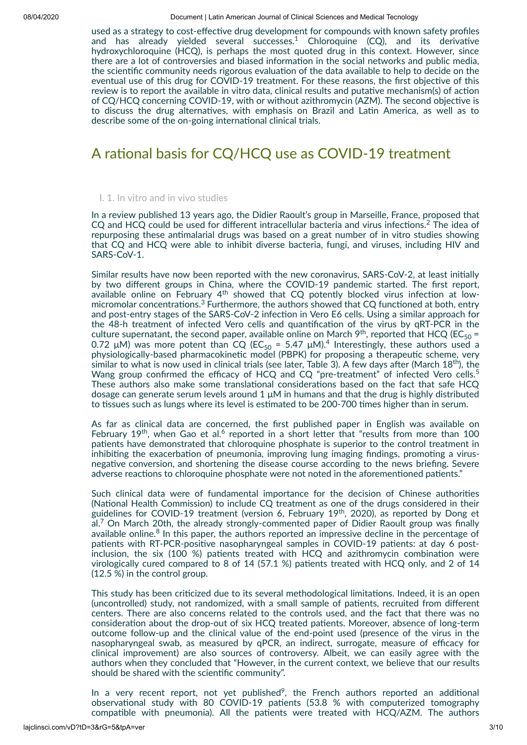used as a strategy to cost-effective drug development for compounds with known safety profiles and has already yielded several successes.[1] Chloroquine (CQ), and its derivative hydroxychloroquine (HCQ), is perhaps the most quoted drug in this context. However, since there are a lot of controversies and biased information in the social networks and public media, the scientific community needs rigorous evaluation of the data available to help to decide on the eventual use of this drug for COVID-19 treatment. For these reasons, the first objective of this review is to report the available in vitro data, clinical results and putative mechanism(s) of action of CQ/HCQ concerning COVID-19, with or without azithromycin (AZM). The second objective is to discuss the drug alternatives, with emphasis on Brazil and Latin America, as well as to describe some of the on-going international clinical trials.

## A rational basis for CQ/HCQ use as COVID-19 treatment

### I. 1. In vitro and in vivo studies

In a review published 13 years ago, the Didier Raoult's group in Marseille, France, proposed that CQ and HCQ could be used for different intracellular bacteria and virus infections.[2] The idea of repurposing these antimalarial drugs was based on a great number of in vitro studies showing that CQ and HCQ were able to inhibit diverse bacteria, fungi, and viruses, including HIV and SARS-CoV-1.

Similar results have now been reported with the new coronavirus, SARS-CoV-2, at least initially by two different groups in China, where the COVID-19 pandemic started. The first report, available online on February 4th showed that CQ potently blocked virus infection at low-micromolar concentrations.[3] Furthermore, the authors showed that CQ functioned at both, entry and post-entry stages of the SARS-CoV-2 infection in Vero E6 cells. Using a similar approach for the 48-h treatment of infected Vero cells and quantification of the virus by qRT-PCR in the culture supernatant, the second paper, available online on March 9th, reported that HCQ ($EC_{50}$ = 0.72 μM) was more potent than CQ ($EC_{50}$ = 5.47 μM).[4] Interestingly, these authors used a physiologically-based pharmacokinetic model (PBPK) for proposing a therapeutic scheme, very similar to what is now used in clinical trials (see later, Table 3). A few days after (March 18th), the Wang group confirmed the efficacy of HCQ and CQ "pre-treatment" of infected Vero cells.[5] These authors also make some translational considerations based on the fact that safe HCQ dosage can generate serum levels around 1 μM in humans and that the drug is highly distributed to tissues such as lungs where its level is estimated to be 200-700 times higher than in serum.

As far as clinical data are concerned, the first published paper in English was available on February 19th, when Gao et al.[6] reported in a short letter that "results from more than 100 patients have demonstrated that chloroquine phosphate is superior to the control treatment in inhibiting the exacerbation of pneumonia, improving lung imaging findings, promoting a virus-negative conversion, and shortening the disease course according to the news briefing. Severe adverse reactions to chloroquine phosphate were not noted in the aforementioned patients."

Such clinical data were of fundamental importance for the decision of Chinese authorities (National Health Commission) to include CQ treatment as one of the drugs considered in their guidelines for COVID-19 treatment (version 6, February 19th, 2020), as reported by Dong et al.[7] On March 20th, the already strongly-commented paper of Didier Raoult group was finally available online.[8] In this paper, the authors reported an impressive decline in the percentage of patients with RT-PCR-positive nasopharyngeal samples in COVID-19 patients: at day 6 post-inclusion, the six (100 %) patients treated with HCQ and azithromycin combination were virologically cured compared to 8 of 14 (57.1 %) patients treated with HCQ only, and 2 of 14 (12.5 %) in the control group.

This study has been criticized due to its several methodological limitations. Indeed, it is an open (uncontrolled) study, not randomized, with a small sample of patients, recruited from different centers. There are also concerns related to the controls used, and the fact that there was no consideration about the drop-out of six HCQ treated patients. Moreover, absence of long-term outcome follow-up and the clinical value of the end-point used (presence of the virus in the nasopharyngeal swab, as measured by qPCR, an indirect, surrogate, measure of efficacy for clinical improvement) are also sources of controversy. Albeit, we can easily agree with the authors when they concluded that "However, in the current context, we believe that our results should be shared with the scientific community".

In a very recent report, not yet published[9], the French authors reported an additional observational study with 80 COVID-19 patients (53.8 % with computerized tomography compatible with pneumonia). All the patients were treated with HCQ/AZM. The authors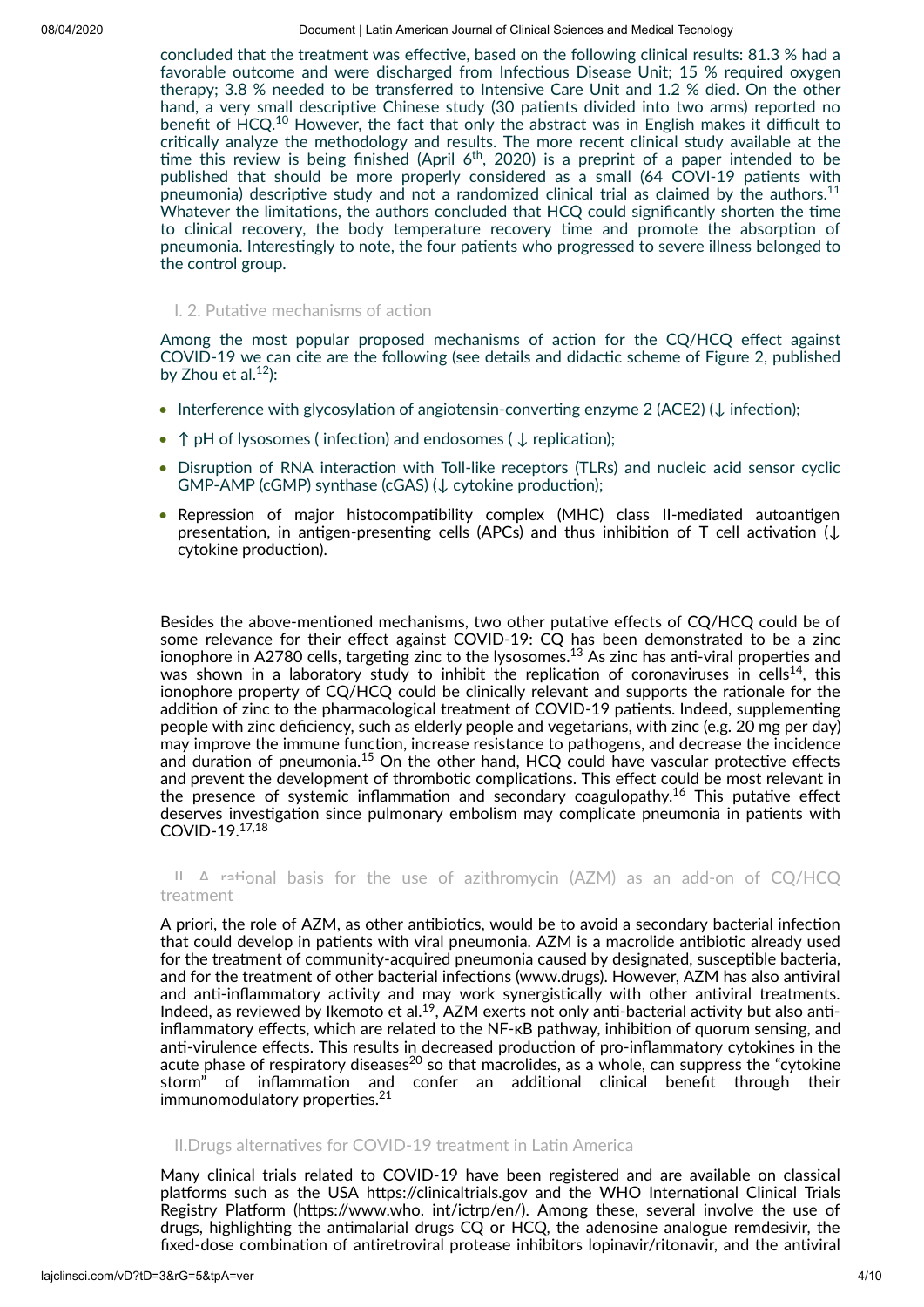concluded that the treatment was effective, based on the following clinical results: 81.3 % had a favorable outcome and were discharged from Infectious Disease Unit; 15 % required oxygen therapy; 3.8 % needed to be transferred to Intensive Care Unit and 1.2 % died. On the other hand, a very small descriptive Chinese study (30 patients divided into two arms) reported no benefit of HCQ.[10] However, the fact that only the abstract was in English makes it difficult to critically analyze the methodology and results. The more recent clinical study available at the time this review is being finished (April 6th, 2020) is a preprint of a paper intended to be published that should be more properly considered as a small (64 COVI-19 patients with pneumonia) descriptive study and not a randomized clinical trial as claimed by the authors.[11] Whatever the limitations, the authors concluded that HCQ could significantly shorten the time to clinical recovery, the body temperature recovery time and promote the absorption of pneumonia. Interestingly to note, the four patients who progressed to severe illness belonged to the control group.

### I. 2. Putative mechanisms of action

Among the most popular proposed mechanisms of action for the CQ/HCQ effect against COVID-19 we can cite are the following (see details and didactic scheme of Figure 2, published by Zhou et al.[12]):

- Interference with glycosylation of angiotensin-converting enzyme 2 (ACE2) (↓ infection);
- ↑ pH of lysosomes ( infection) and endosomes ( ↓ replication);
- Disruption of RNA interaction with Toll-like receptors (TLRs) and nucleic acid sensor cyclic GMP-AMP (cGMP) synthase (cGAS) (↓ cytokine production);
- Repression of major histocompatibility complex (MHC) class II-mediated autoantigen presentation, in antigen-presenting cells (APCs) and thus inhibition of T cell activation (↓ cytokine production).

Besides the above-mentioned mechanisms, two other putative effects of CQ/HCQ could be of some relevance for their effect against COVID-19: CQ has been demonstrated to be a zinc ionophore in A2780 cells, targeting zinc to the lysosomes.[13] As zinc has anti-viral properties and was shown in a laboratory study to inhibit the replication of coronaviruses in cells[14], this ionophore property of CQ/HCQ could be clinically relevant and supports the rationale for the addition of zinc to the pharmacological treatment of COVID-19 patients. Indeed, supplementing people with zinc deficiency, such as elderly people and vegetarians, with zinc (e.g. 20 mg per day) may improve the immune function, increase resistance to pathogens, and decrease the incidence and duration of pneumonia.[15] On the other hand, HCQ could have vascular protective effects and prevent the development of thrombotic complications. This effect could be most relevant in the presence of systemic inflammation and secondary coagulopathy.[16] This putative effect deserves investigation since pulmonary embolism may complicate pneumonia in patients with COVID-19.[17,18]

### II. A rational basis for the use of azithromycin (AZM) as an add-on of CQ/HCQ treatment

A priori, the role of AZM, as other antibiotics, would be to avoid a secondary bacterial infection that could develop in patients with viral pneumonia. AZM is a macrolide antibiotic already used for the treatment of community-acquired pneumonia caused by designated, susceptible bacteria, and for the treatment of other bacterial infections (www.drugs). However, AZM has also antiviral and anti-inflammatory activity and may work synergistically with other antiviral treatments. Indeed, as reviewed by Ikemoto et al.[19], AZM exerts not only anti-bacterial activity but also anti-inflammatory effects, which are related to the NF-κB pathway, inhibition of quorum sensing, and anti-virulence effects. This results in decreased production of pro-inflammatory cytokines in the acute phase of respiratory diseases[20] so that macrolides, as a whole, can suppress the “cytokine storm” of inflammation and confer an additional clinical benefit through their immunomodulatory properties.[21]

### II.Drugs alternatives for COVID-19 treatment in Latin America

Many clinical trials related to COVID-19 have been registered and are available on classical platforms such as the USA https://clinicaltrials.gov and the WHO International Clinical Trials Registry Platform (https://www.who. int/ictrp/en/). Among these, several involve the use of drugs, highlighting the antimalarial drugs CQ or HCQ, the adenosine analogue remdesivir, the fixed-dose combination of antiretroviral protease inhibitors lopinavir/ritonavir, and the antiviral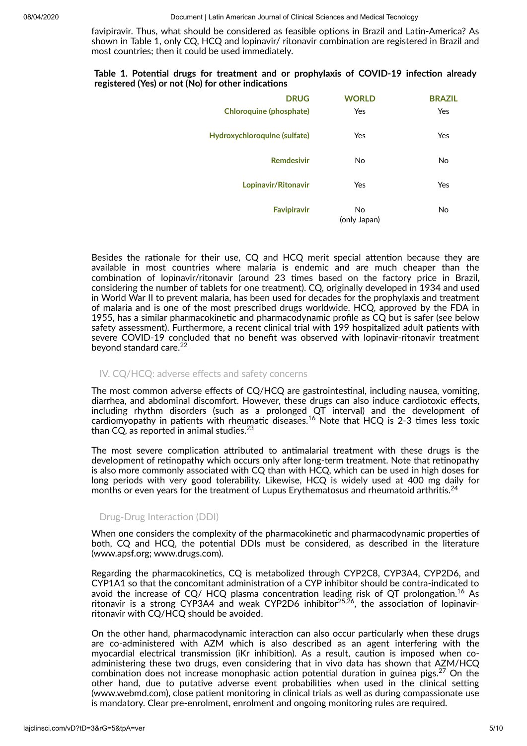favipiravir. Thus, what should be considered as feasible options in Brazil and Latin-America? As shown in Table 1, only CQ, HCQ and lopinavir/ ritonavir combination are registered in Brazil and most countries; then it could be used immediately.

**Table 1. Potential drugs for treatment and or prophylaxis of COVID-19 infection already registered (Yes) or not (No) for other indications**

| DRUG | WORLD | BRAZIL |
|---|---|---|
| Chloroquine (phosphate) | Yes | Yes |
| Hydroxychloroquine (sulfate) | Yes | Yes |
| Remdesivir | No | No |
| Lopinavir/Ritonavir | Yes | Yes |
| Favipiravir | No (only Japan) | No |

Besides the rationale for their use, CQ and HCQ merit special attention because they are available in most countries where malaria is endemic and are much cheaper than the combination of lopinavir/ritonavir (around 23 times based on the factory price in Brazil, considering the number of tablets for one treatment). CQ, originally developed in 1934 and used in World War II to prevent malaria, has been used for decades for the prophylaxis and treatment of malaria and is one of the most prescribed drugs worldwide. HCQ, approved by the FDA in 1955, has a similar pharmacokinetic and pharmacodynamic profile as CQ but is safer (see below safety assessment). Furthermore, a recent clinical trial with 199 hospitalized adult patients with severe COVID-19 concluded that no benefit was observed with lopinavir-ritonavir treatment beyond standard care.[22]

## IV. CQ/HCQ: adverse effects and safety concerns

The most common adverse effects of CQ/HCQ are gastrointestinal, including nausea, vomiting, diarrhea, and abdominal discomfort. However, these drugs can also induce cardiotoxic effects, including rhythm disorders (such as a prolonged QT interval) and the development of cardiomyopathy in patients with rheumatic diseases.[16] Note that HCQ is 2-3 times less toxic than CQ, as reported in animal studies.[23]

The most severe complication attributed to antimalarial treatment with these drugs is the development of retinopathy which occurs only after long-term treatment. Note that retinopathy is also more commonly associated with CQ than with HCQ, which can be used in high doses for long periods with very good tolerability. Likewise, HCQ is widely used at 400 mg daily for months or even years for the treatment of Lupus Erythematosus and rheumatoid arthritis.[24]

### Drug-Drug Interaction (DDI)

When one considers the complexity of the pharmacokinetic and pharmacodynamic properties of both, CQ and HCQ, the potential DDIs must be considered, as described in the literature (www.apsf.org; www.drugs.com).

Regarding the pharmacokinetics, CQ is metabolized through CYP2C8, CYP3A4, CYP2D6, and CYP1A1 so that the concomitant administration of a CYP inhibitor should be contra-indicated to avoid the increase of CQ/ HCQ plasma concentration leading risk of QT prolongation.[16] As ritonavir is a strong CYP3A4 and weak CYP2D6 inhibitor[25,26], the association of lopinavir-ritonavir with CQ/HCQ should be avoided.

On the other hand, pharmacodynamic interaction can also occur particularly when these drugs are co-administered with AZM which is also described as an agent interfering with the myocardial electrical transmission (iKr inhibition). As a result, caution is imposed when co-administering these two drugs, even considering that in vivo data has shown that AZM/HCQ combination does not increase monophasic action potential duration in guinea pigs.[27] On the other hand, due to putative adverse event probabilities when used in the clinical setting (www.webmd.com), close patient monitoring in clinical trials as well as during compassionate use is mandatory. Clear pre-enrolment, enrolment and ongoing monitoring rules are required.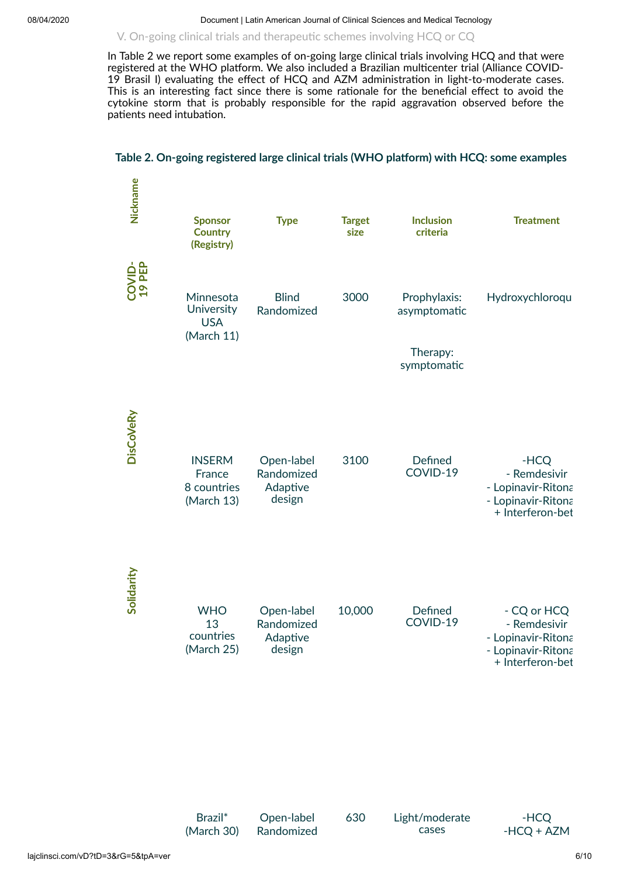V. On-going clinical trials and therapeutic schemes involving HCQ or CQ

In Table 2 we report some examples of on-going large clinical trials involving HCQ and that were registered at the WHO platform. We also included a Brazilian multicenter trial (Alliance COVID-19 Brasil I) evaluating the effect of HCQ and AZM administration in light-to-moderate cases. This is an interesting fact since there is some rationale for the beneficial effect to avoid the cytokine storm that is probably responsible for the rapid aggravation observed before the patients need intubation.

**Table 2. On-going registered large clinical trials (WHO platform) with HCQ: some examples**

| Nickname | Sponsor Country (Registry) | Type | Target size | Inclusion criteria | Treatment |
|---|---|---|---|---|---|
| COVID-19 PEP | Minnesota University USA (March 11) | Blind Randomized | 3000 | Prophylaxis: asymptomatic<br>Therapy: symptomatic | Hydroxychloroqu |
| DisCoVeRy | INSERM France 8 countries (March 13) | Open-label Randomized Adaptive design | 3100 | Defined COVID-19 | -HCQ<br>- Remdesivir<br>- Lopinavir-Ritona<br>- Lopinavir-Ritona + Interferon-bet |
| Solidarity | WHO 13 countries (March 25) | Open-label Randomized Adaptive design | 10,000 | Defined COVID-19 | - CQ or HCQ<br>- Remdesivir<br>- Lopinavir-Ritona<br>- Lopinavir-Ritona + Interferon-bet |
| | Brazil* (March 30) | Open-label Randomized | 630 | Light/moderate cases | -HCQ<br>-HCQ + AZM |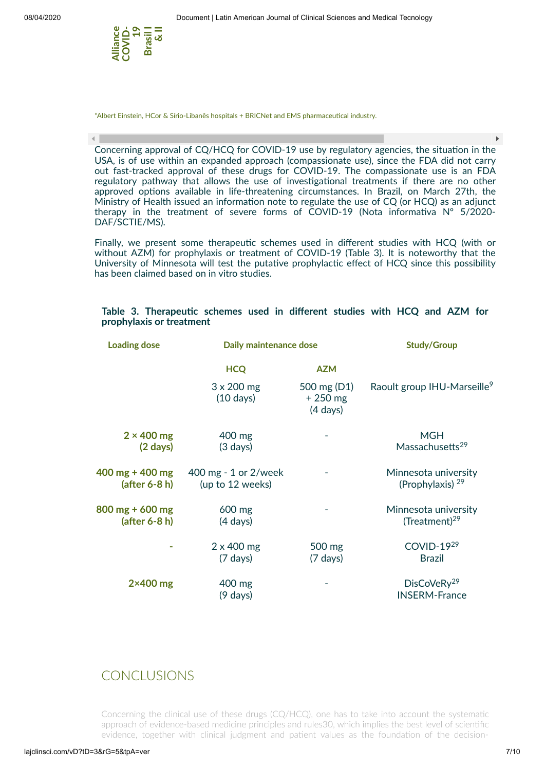Alliance COVID-19 Brasil I & II

*Albert Einstein, HCor & Sírio-Libanês hospitals + BRICNet and EMS pharmaceutical industry.

Concerning approval of CQ/HCQ for COVID-19 use by regulatory agencies, the situation in the USA, is of use within an expanded approach (compassionate use), since the FDA did not carry out fast-tracked approval of these drugs for COVID-19. The compassionate use is an FDA regulatory pathway that allows the use of investigational treatments if there are no other approved options available in life-threatening circumstances. In Brazil, on March 27th, the Ministry of Health issued an information note to regulate the use of CQ (or HCQ) as an adjunct therapy in the treatment of severe forms of COVID-19 (Nota informativa Nº 5/2020-DAF/SCTIE/MS).

Finally, we present some therapeutic schemes used in different studies with HCQ (with or without AZM) for prophylaxis or treatment of COVID-19 (Table 3). It is noteworthy that the University of Minnesota will test the putative prophylactic effect of HCQ since this possibility has been claimed based on in vitro studies.

**Table 3. Therapeutic schemes used in different studies with HCQ and AZM for prophylaxis or treatment**

| Loading dose | Daily maintenance dose | | Study/Group |
|---|---|---|---|
| | HCQ | AZM | |
| | 3 x 200 mg (10 days) | 500 mg (D1) + 250 mg (4 days) | Raoult group IHU-Marseille[9] |
| **2 × 400 mg (2 days)** | 400 mg (3 days) | - | MGH Massachusetts[29] |
| **400 mg + 400 mg (after 6-8 h)** | 400 mg - 1 or 2/week (up to 12 weeks) | - | Minnesota university (Prophylaxis) [29] |
| **800 mg + 600 mg (after 6-8 h)** | 600 mg (4 days) | - | Minnesota university (Treatment)[29] |
| **-** | 2 x 400 mg (7 days) | 500 mg (7 days) | COVID-19[29] Brazil |
| **2×400 mg** | 400 mg (9 days) | - | DisCoVeRy[29] INSERM-France |

## CONCLUSIONS

Concerning the clinical use of these drugs (CQ/HCQ), one has to take into account the systematic approach of evidence-based medicine principles and rules30, which implies the best level of scientific evidence, together with clinical judgment and patient values as the foundation of the decision-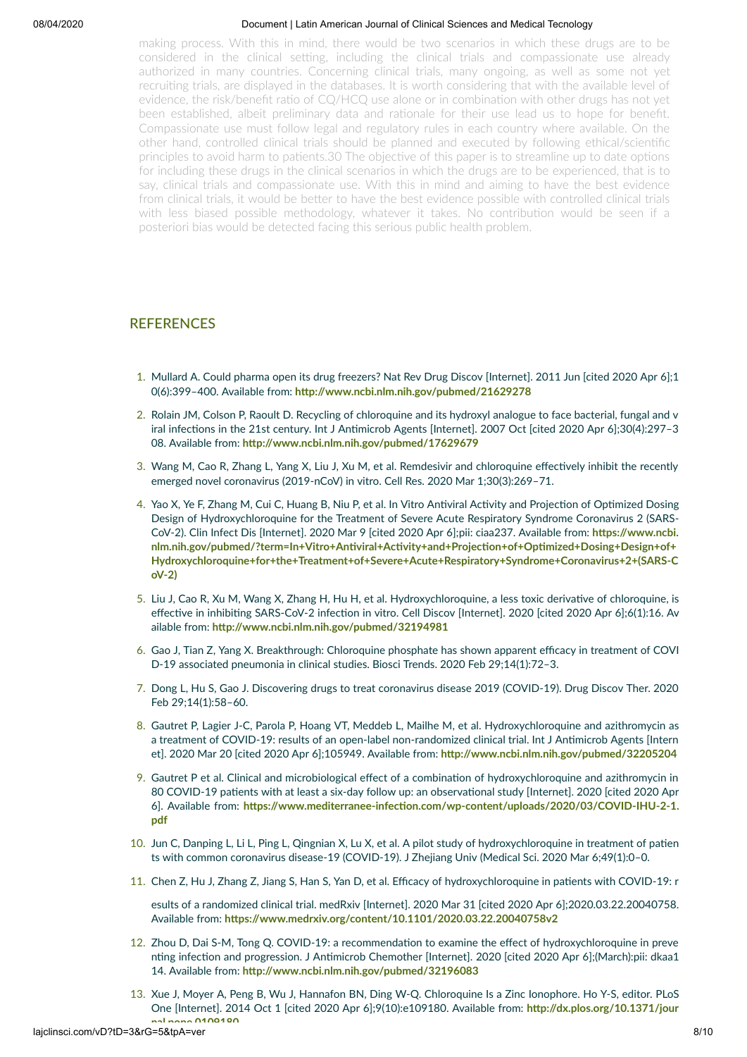making process. With this in mind, there would be two scenarios in which these drugs are to be considered in the clinical setting, including the clinical trials and compassionate use already authorized in many countries. Concerning clinical trials, many ongoing, as well as some not yet recruiting trials, are displayed in the databases. It is worth considering that with the available level of evidence, the risk/benefit ratio of CQ/HCQ use alone or in combination with other drugs has not yet been established, albeit preliminary data and rationale for their use lead us to hope for benefit. Compassionate use must follow legal and regulatory rules in each country where available. On the other hand, controlled clinical trials should be planned and executed by following ethical/scientific principles to avoid harm to patients.30 The objective of this paper is to streamline up to date options for including these drugs in the clinical scenarios in which the drugs are to be experienced, that is to say, clinical trials and compassionate use. With this in mind and aiming to have the best evidence from clinical trials, it would be better to have the best evidence possible with controlled clinical trials with less biased possible methodology, whatever it takes. No contribution would be seen if a posteriori bias would be detected facing this serious public health problem.

## REFERENCES

1. Mullard A. Could pharma open its drug freezers? Nat Rev Drug Discov [Internet]. 2011 Jun [cited 2020 Apr 6];10(6):399–400. Available from: **http://www.ncbi.nlm.nih.gov/pubmed/21629278**
2. Rolain JM, Colson P, Raoult D. Recycling of chloroquine and its hydroxyl analogue to face bacterial, fungal and viral infections in the 21st century. Int J Antimicrob Agents [Internet]. 2007 Oct [cited 2020 Apr 6];30(4):297–308. Available from: **http://www.ncbi.nlm.nih.gov/pubmed/17629679**
3. Wang M, Cao R, Zhang L, Yang X, Liu J, Xu M, et al. Remdesivir and chloroquine effectively inhibit the recently emerged novel coronavirus (2019-nCoV) in vitro. Cell Res. 2020 Mar 1;30(3):269–71.
4. Yao X, Ye F, Zhang M, Cui C, Huang B, Niu P, et al. In Vitro Antiviral Activity and Projection of Optimized Dosing Design of Hydroxychloroquine for the Treatment of Severe Acute Respiratory Syndrome Coronavirus 2 (SARS-CoV-2). Clin Infect Dis [Internet]. 2020 Mar 9 [cited 2020 Apr 6];pii: ciaa237. Available from: **https://www.ncbi.nlm.nih.gov/pubmed/?term=In+Vitro+Antiviral+Activity+and+Projection+of+Optimized+Dosing+Design+of+Hydroxychloroquine+for+the+Treatment+of+Severe+Acute+Respiratory+Syndrome+Coronavirus+2+(SARS-CoV-2)**
5. Liu J, Cao R, Xu M, Wang X, Zhang H, Hu H, et al. Hydroxychloroquine, a less toxic derivative of chloroquine, is effective in inhibiting SARS-CoV-2 infection in vitro. Cell Discov [Internet]. 2020 [cited 2020 Apr 6];6(1):16. Available from: **http://www.ncbi.nlm.nih.gov/pubmed/32194981**
6. Gao J, Tian Z, Yang X. Breakthrough: Chloroquine phosphate has shown apparent efficacy in treatment of COVID-19 associated pneumonia in clinical studies. Biosci Trends. 2020 Feb 29;14(1):72–3.
7. Dong L, Hu S, Gao J. Discovering drugs to treat coronavirus disease 2019 (COVID-19). Drug Discov Ther. 2020 Feb 29;14(1):58–60.
8. Gautret P, Lagier J-C, Parola P, Hoang VT, Meddeb L, Mailhe M, et al. Hydroxychloroquine and azithromycin as a treatment of COVID-19: results of an open-label non-randomized clinical trial. Int J Antimicrob Agents [Internet]. 2020 Mar 20 [cited 2020 Apr 6];105949. Available from: **http://www.ncbi.nlm.nih.gov/pubmed/32205204**
9. Gautret P et al. Clinical and microbiological effect of a combination of hydroxychloroquine and azithromycin in 80 COVID-19 patients with at least a six-day follow up: an observational study [Internet]. 2020 [cited 2020 Apr 6]. Available from: **https://www.mediterranee-infection.com/wp-content/uploads/2020/03/COVID-IHU-2-1.pdf**
10. Jun C, Danping L, Li L, Ping L, Qingnian X, Lu X, et al. A pilot study of hydroxychloroquine in treatment of patients with common coronavirus disease-19 (COVID-19). J Zhejiang Univ (Medical Sci. 2020 Mar 6;49(1):0–0.
11. Chen Z, Hu J, Zhang Z, Jiang S, Han S, Yan D, et al. Efficacy of hydroxychloroquine in patients with COVID-19: results of a randomized clinical trial. medRxiv [Internet]. 2020 Mar 31 [cited 2020 Apr 6];2020.03.22.20040758. Available from: **https://www.medrxiv.org/content/10.1101/2020.03.22.20040758v2**
12. Zhou D, Dai S-M, Tong Q. COVID-19: a recommendation to examine the effect of hydroxychloroquine in preventing infection and progression. J Antimicrob Chemother [Internet]. 2020 [cited 2020 Apr 6];(March):pii: dkaa114. Available from: **http://www.ncbi.nlm.nih.gov/pubmed/32196083**
13. Xue J, Moyer A, Peng B, Wu J, Hannafon BN, Ding W-Q. Chloroquine Is a Zinc Ionophore. Ho Y-S, editor. PLoS One [Internet]. 2014 Oct 1 [cited 2020 Apr 6];9(10):e109180. Available from: **http://dx.plos.org/10.1371/journal.pone.0109180**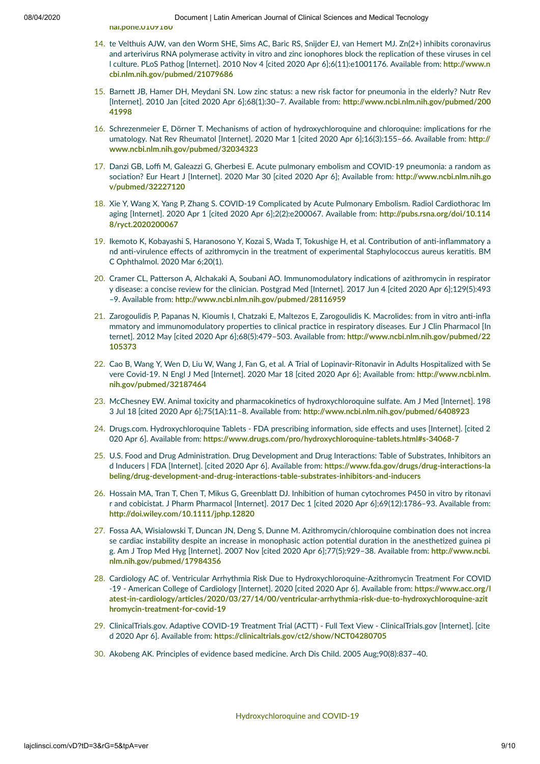nal.pone.0109180

14. te Velthuis AJW, van den Worm SHE, Sims AC, Baric RS, Snijder EJ, van Hemert MJ. Zn(2+) inhibits coronavirus and arterivirus RNA polymerase activity in vitro and zinc ionophores block the replication of these viruses in cell culture. PLoS Pathog [Internet]. 2010 Nov 4 [cited 2020 Apr 6];6(11):e1001176. Available from: **http://www.ncbi.nlm.nih.gov/pubmed/21079686**

15. Barnett JB, Hamer DH, Meydani SN. Low zinc status: a new risk factor for pneumonia in the elderly? Nutr Rev [Internet]. 2010 Jan [cited 2020 Apr 6];68(1):30–7. Available from: **http://www.ncbi.nlm.nih.gov/pubmed/20041998**

16. Schrezenmeier E, Dörner T. Mechanisms of action of hydroxychloroquine and chloroquine: implications for rheumatology. Nat Rev Rheumatol [Internet]. 2020 Mar 1 [cited 2020 Apr 6];16(3):155–66. Available from: **http://www.ncbi.nlm.nih.gov/pubmed/32034323**

17. Danzi GB, Loffi M, Galeazzi G, Gherbesi E. Acute pulmonary embolism and COVID-19 pneumonia: a random association? Eur Heart J [Internet]. 2020 Mar 30 [cited 2020 Apr 6]; Available from: **http://www.ncbi.nlm.nih.gov/pubmed/32227120**

18. Xie Y, Wang X, Yang P, Zhang S. COVID-19 Complicated by Acute Pulmonary Embolism. Radiol Cardiothorac Imaging [Internet]. 2020 Apr 1 [cited 2020 Apr 6];2(2):e200067. Available from: **http://pubs.rsna.org/doi/10.1148/ryct.2020200067**

19. Ikemoto K, Kobayashi S, Haranosono Y, Kozai S, Wada T, Tokushige H, et al. Contribution of anti-inflammatory and anti-virulence effects of azithromycin in the treatment of experimental Staphylococcus aureus keratitis. BMC Ophthalmol. 2020 Mar 6;20(1).

20. Cramer CL, Patterson A, Alchakaki A, Soubani AO. Immunomodulatory indications of azithromycin in respiratory disease: a concise review for the clinician. Postgrad Med [Internet]. 2017 Jun 4 [cited 2020 Apr 6];129(5):493–9. Available from: **http://www.ncbi.nlm.nih.gov/pubmed/28116959**

21. Zarogoulidis P, Papanas N, Kioumis I, Chatzaki E, Maltezos E, Zarogoulidis K. Macrolides: from in vitro anti-inflammatory and immunomodulatory properties to clinical practice in respiratory diseases. Eur J Clin Pharmacol [Internet]. 2012 May [cited 2020 Apr 6];68(5):479–503. Available from: **http://www.ncbi.nlm.nih.gov/pubmed/22105373**

22. Cao B, Wang Y, Wen D, Liu W, Wang J, Fan G, et al. A Trial of Lopinavir-Ritonavir in Adults Hospitalized with Severe Covid-19. N Engl J Med [Internet]. 2020 Mar 18 [cited 2020 Apr 6]; Available from: **http://www.ncbi.nlm.nih.gov/pubmed/32187464**

23. McChesney EW. Animal toxicity and pharmacokinetics of hydroxychloroquine sulfate. Am J Med [Internet]. 1983 Jul 18 [cited 2020 Apr 6];75(1A):11–8. Available from: **http://www.ncbi.nlm.nih.gov/pubmed/6408923**

24. Drugs.com. Hydroxychloroquine Tablets - FDA prescribing information, side effects and uses [Internet]. [cited 2020 Apr 6]. Available from: **https://www.drugs.com/pro/hydroxychloroquine-tablets.html#s-34068-7**

25. U.S. Food and Drug Administration. Drug Development and Drug Interactions: Table of Substrates, Inhibitors and Inducers | FDA [Internet]. [cited 2020 Apr 6]. Available from: **https://www.fda.gov/drugs/drug-interactions-labeling/drug-development-and-drug-interactions-table-substrates-inhibitors-and-inducers**

26. Hossain MA, Tran T, Chen T, Mikus G, Greenblatt DJ. Inhibition of human cytochromes P450 in vitro by ritonavir and cobicistat. J Pharm Pharmacol [Internet]. 2017 Dec 1 [cited 2020 Apr 6];69(12):1786–93. Available from: **http://doi.wiley.com/10.1111/jphp.12820**

27. Fossa AA, Wisialowski T, Duncan JN, Deng S, Dunne M. Azithromycin/chloroquine combination does not increase cardiac instability despite an increase in monophasic action potential duration in the anesthetized guinea pig. Am J Trop Med Hyg [Internet]. 2007 Nov [cited 2020 Apr 6];77(5):929–38. Available from: **http://www.ncbi.nlm.nih.gov/pubmed/17984356**

28. Cardiology AC of. Ventricular Arrhythmia Risk Due to Hydroxychloroquine-Azithromycin Treatment For COVID-19 - American College of Cardiology [Internet]. 2020 [cited 2020 Apr 6]. Available from: **https://www.acc.org/latest-in-cardiology/articles/2020/03/27/14/00/ventricular-arrhythmia-risk-due-to-hydroxychloroquine-azithromycin-treatment-for-covid-19**

29. ClinicalTrials.gov. Adaptive COVID-19 Treatment Trial (ACTT) - Full Text View - ClinicalTrials.gov [Internet]. [cited 2020 Apr 6]. Available from: **https://clinicaltrials.gov/ct2/show/NCT04280705**

30. Akobeng AK. Principles of evidence based medicine. Arch Dis Child. 2005 Aug;90(8):837–40.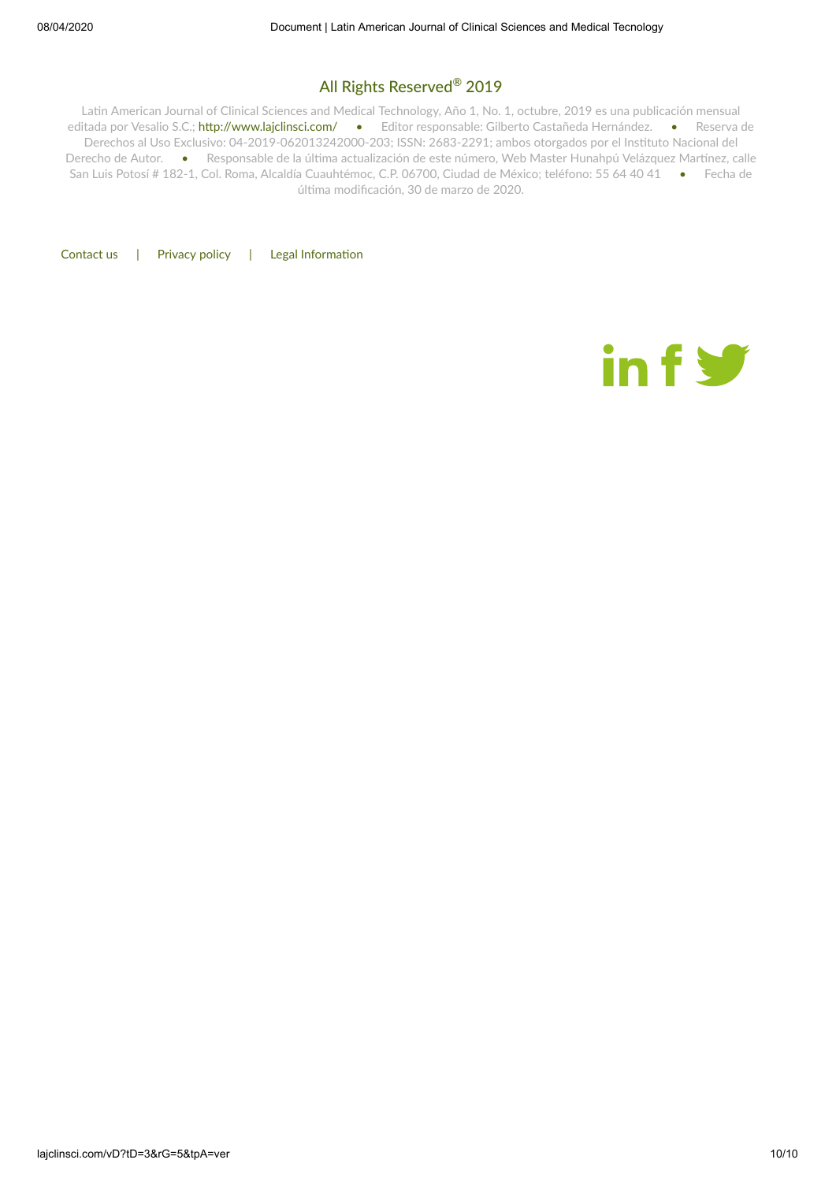## All Rights Reserved® 2019

Latin American Journal of Clinical Sciences and Medical Technology, Año 1, No. 1, octubre, 2019 es una publicación mensual editada por Vesalio S.C.; http://www.lajclinsci.com/ • Editor responsable: Gilberto Castañeda Hernández. • Reserva de Derechos al Uso Exclusivo: 04-2019-062013242000-203; ISSN: 2683-2291; ambos otorgados por el Instituto Nacional del Derecho de Autor. • Responsable de la última actualización de este número, Web Master Hunahpú Velázquez Martínez, calle San Luis Potosí # 182-1, Col. Roma, Alcaldía Cuauhtémoc, C.P. 06700, Ciudad de México; teléfono: 55 64 40 41 • Fecha de última modificación, 30 de marzo de 2020.

Contact us | Privacy policy | Legal Information